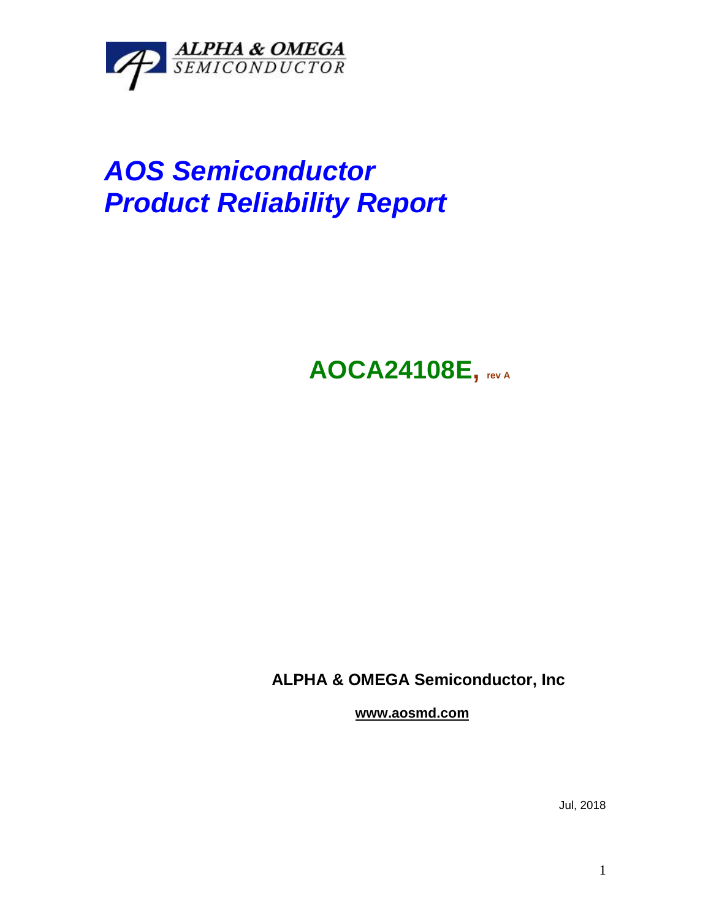ALPHA & OMEGA
SEMICONDUCTOR

# *AOS Semiconductor Product Reliability Report*

## AOCA24108E, rev A

**ALPHA & OMEGA Semiconductor, Inc**

**www.aosmd.com**

Jul, 2018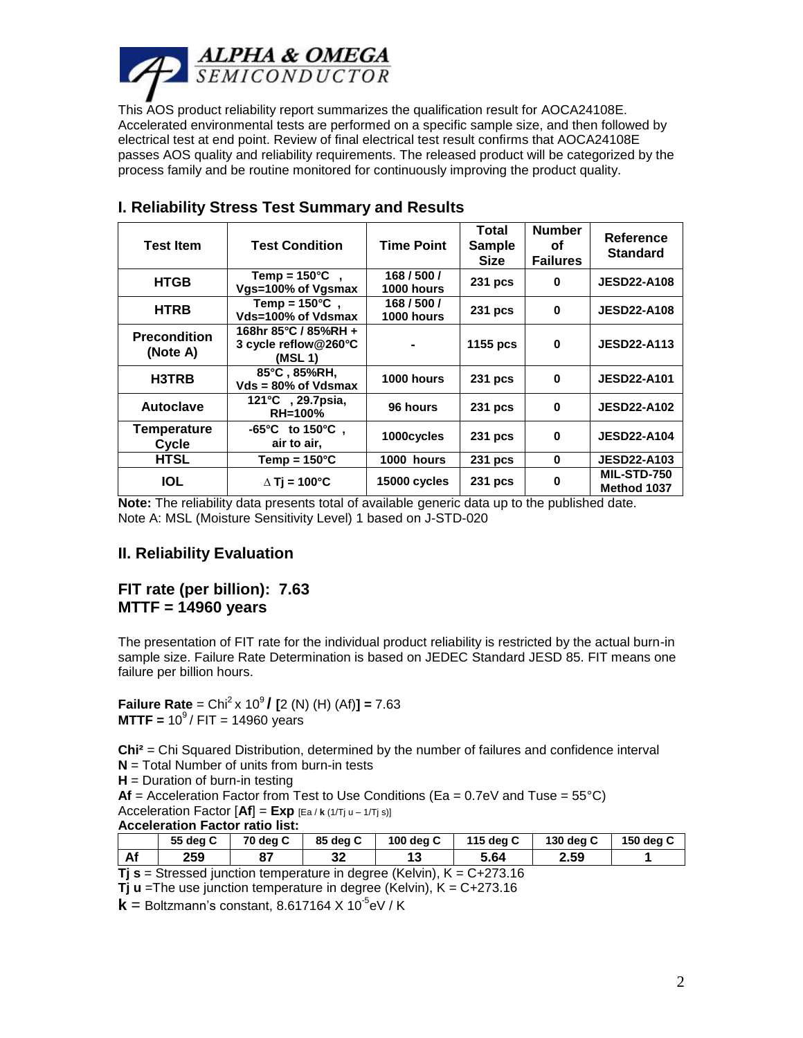**ALPHA & OMEGA SEMICONDUCTOR**

This AOS product reliability report summarizes the qualification result for AOCA24108E. Accelerated environmental tests are performed on a specific sample size, and then followed by electrical test at end point. Review of final electrical test result confirms that AOCA24108E passes AOS quality and reliability requirements. The released product will be categorized by the process family and be routine monitored for continuously improving the product quality.

## I. Reliability Stress Test Summary and Results

| Test Item | Test Condition | Time Point | Total Sample Size | Number of Failures | Reference Standard |
|---|---|---|---|---|---|
| HTGB | Temp = 150°C , Vgs=100% of Vgsmax | 168 / 500 / 1000 hours | 231 pcs | 0 | JESD22-A108 |
| HTRB | Temp = 150°C , Vds=100% of Vdsmax | 168 / 500 / 1000 hours | 231 pcs | 0 | JESD22-A108 |
| Precondition (Note A) | 168hr 85°C / 85%RH + 3 cycle reflow@260°C (MSL 1) | - | 1155 pcs | 0 | JESD22-A113 |
| H3TRB | 85°C , 85%RH, Vds = 80% of Vdsmax | 1000 hours | 231 pcs | 0 | JESD22-A101 |
| Autoclave | 121°C , 29.7psia, RH=100% | 96 hours | 231 pcs | 0 | JESD22-A102 |
| Temperature Cycle | -65°C to 150°C , air to air, | 1000cycles | 231 pcs | 0 | JESD22-A104 |
| HTSL | Temp = 150°C | 1000 hours | 231 pcs | 0 | JESD22-A103 |
| IOL | $\Delta$ Tj = 100°C | 15000 cycles | 231 pcs | 0 | MIL-STD-750 Method 1037 |

**Note:** The reliability data presents total of available generic data up to the published date.
Note A: MSL (Moisture Sensitivity Level) 1 based on J-STD-020

## II. Reliability Evaluation

### FIT rate (per billion): 7.63
### MTTF = 14960 years

The presentation of FIT rate for the individual product reliability is restricted by the actual burn-in sample size. Failure Rate Determination is based on JEDEC Standard JESD 85. FIT means one failure per billion hours.

**Failure Rate** = $Chi^2 \times 10^9$ **/ [**2 (N) (H) (Af)**] =** 7.63
**MTTF =** $10^9$ / FIT = 14960 years

**Chi²** = Chi Squared Distribution, determined by the number of failures and confidence interval
**N** = Total Number of units from burn-in tests
**H** = Duration of burn-in testing
**Af** = Acceleration Factor from Test to Use Conditions (Ea = 0.7eV and Tuse = 55°C)
Acceleration Factor [**Af**] = **Exp** [Ea / **k** (1/Tj u – 1/Tj s)]

**Acceleration Factor ratio list:**

| | 55 deg C | 70 deg C | 85 deg C | 100 deg C | 115 deg C | 130 deg C | 150 deg C |
|---|---|---|---|---|---|---|---|
| Af | 259 | 87 | 32 | 13 | 5.64 | 2.59 | 1 |

**Tj s** = Stressed junction temperature in degree (Kelvin), K = C+273.16
**Tj u** =The use junction temperature in degree (Kelvin), K = C+273.16
**k** = Boltzmann's constant, 8.617164 X $10^{-5}$eV / K